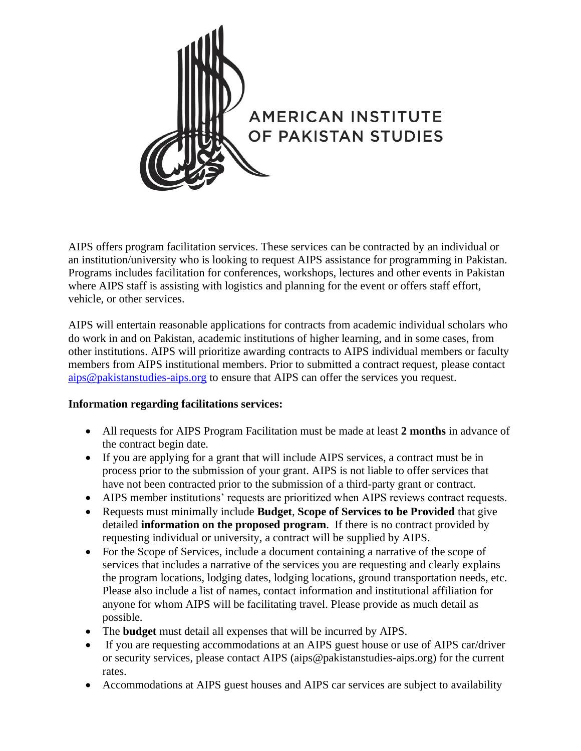AMERICAN INSTITUTE OF PAKISTAN STUDIES

AIPS offers program facilitation services. These services can be contracted by an individual or an institution/university who is looking to request AIPS assistance for programming in Pakistan. Programs includes facilitation for conferences, workshops, lectures and other events in Pakistan where AIPS staff is assisting with logistics and planning for the event or offers staff effort, vehicle, or other services.

AIPS will entertain reasonable applications for contracts from academic individual scholars who do work in and on Pakistan, academic institutions of higher learning, and in some cases, from other institutions. AIPS will prioritize awarding contracts to AIPS individual members or faculty members from AIPS institutional members. Prior to submitted a contract request, please contact aips@pakistanstudies-aips.org to ensure that AIPS can offer the services you request.

**Information regarding facilitations services:**

- All requests for AIPS Program Facilitation must be made at least **2 months** in advance of the contract begin date.
- If you are applying for a grant that will include AIPS services, a contract must be in process prior to the submission of your grant. AIPS is not liable to offer services that have not been contracted prior to the submission of a third-party grant or contract.
- AIPS member institutions' requests are prioritized when AIPS reviews contract requests.
- Requests must minimally include **Budget**, **Scope of Services to be Provided** that give detailed **information on the proposed program**. If there is no contract provided by requesting individual or university, a contract will be supplied by AIPS.
- For the Scope of Services, include a document containing a narrative of the scope of services that includes a narrative of the services you are requesting and clearly explains the program locations, lodging dates, lodging locations, ground transportation needs, etc. Please also include a list of names, contact information and institutional affiliation for anyone for whom AIPS will be facilitating travel. Please provide as much detail as possible.
- The **budget** must detail all expenses that will be incurred by AIPS.
- If you are requesting accommodations at an AIPS guest house or use of AIPS car/driver or security services, please contact AIPS (aips@pakistanstudies-aips.org) for the current rates.
- Accommodations at AIPS guest houses and AIPS car services are subject to availability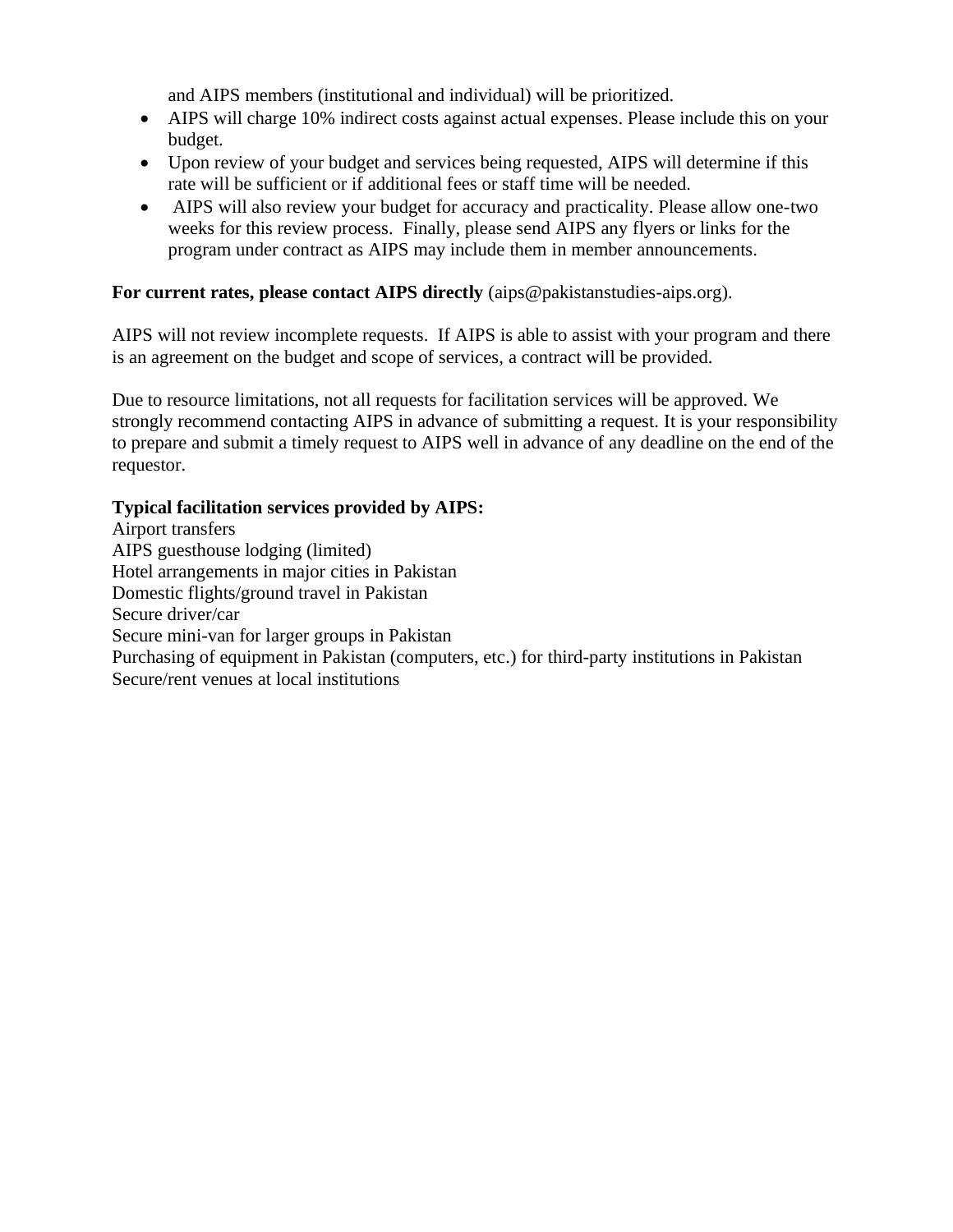and AIPS members (institutional and individual) will be prioritized.

- AIPS will charge 10% indirect costs against actual expenses. Please include this on your budget.
- Upon review of your budget and services being requested, AIPS will determine if this rate will be sufficient or if additional fees or staff time will be needed.
- AIPS will also review your budget for accuracy and practicality. Please allow one-two weeks for this review process. Finally, please send AIPS any flyers or links for the program under contract as AIPS may include them in member announcements.

**For current rates, please contact AIPS directly** (aips@pakistanstudies-aips.org).

AIPS will not review incomplete requests. If AIPS is able to assist with your program and there is an agreement on the budget and scope of services, a contract will be provided.

Due to resource limitations, not all requests for facilitation services will be approved. We strongly recommend contacting AIPS in advance of submitting a request. It is your responsibility to prepare and submit a timely request to AIPS well in advance of any deadline on the end of the requestor.

**Typical facilitation services provided by AIPS:**

Airport transfers
AIPS guesthouse lodging (limited)
Hotel arrangements in major cities in Pakistan
Domestic flights/ground travel in Pakistan
Secure driver/car
Secure mini-van for larger groups in Pakistan
Purchasing of equipment in Pakistan (computers, etc.) for third-party institutions in Pakistan
Secure/rent venues at local institutions